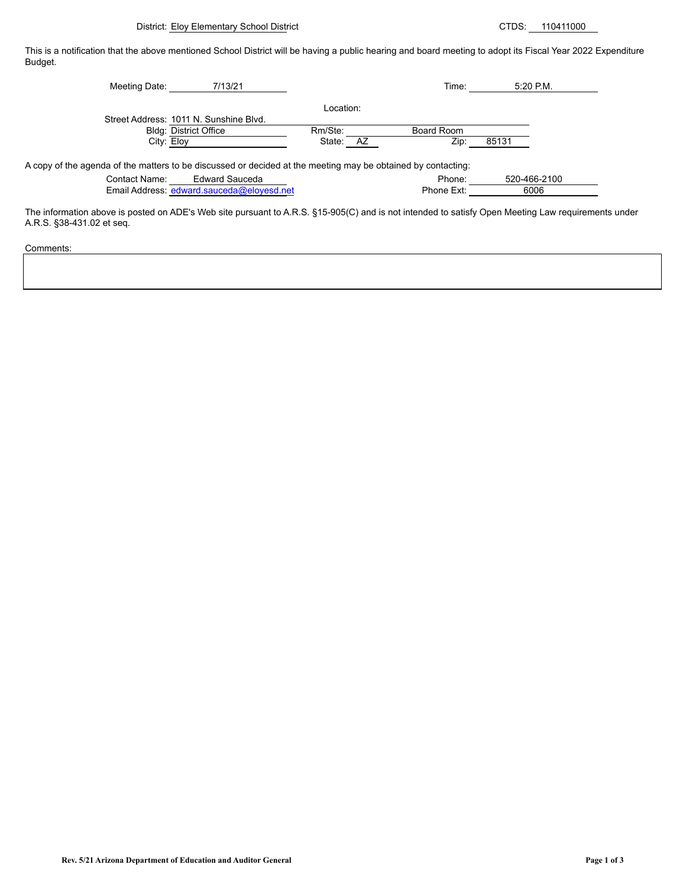District: Eloy Elementary School District CTDS: 110411000

This is a notification that the above mentioned School District will be having a public hearing and board meeting to adopt its Fiscal Year 2022 Expenditure Budget.

Meeting Date: 7/13/21 Time: 5:20 P.M.

Location:

Street Address: 1011 N. Sunshine Blvd.
Bldg: District Office Rm/Ste: Board Room
City: Eloy State: AZ Zip: 85131

A copy of the agenda of the matters to be discussed or decided at the meeting may be obtained by contacting:

Contact Name: Edward Sauceda Phone: 520-466-2100
Email Address: edward.sauceda@eloyesd.net Phone Ext: 6006

The information above is posted on ADE's Web site pursuant to A.R.S. §15-905(C) and is not intended to satisfy Open Meeting Law requirements under A.R.S. §38-431.02 et seq.

Comments:

Rev. 5/21 Arizona Department of Education and Auditor General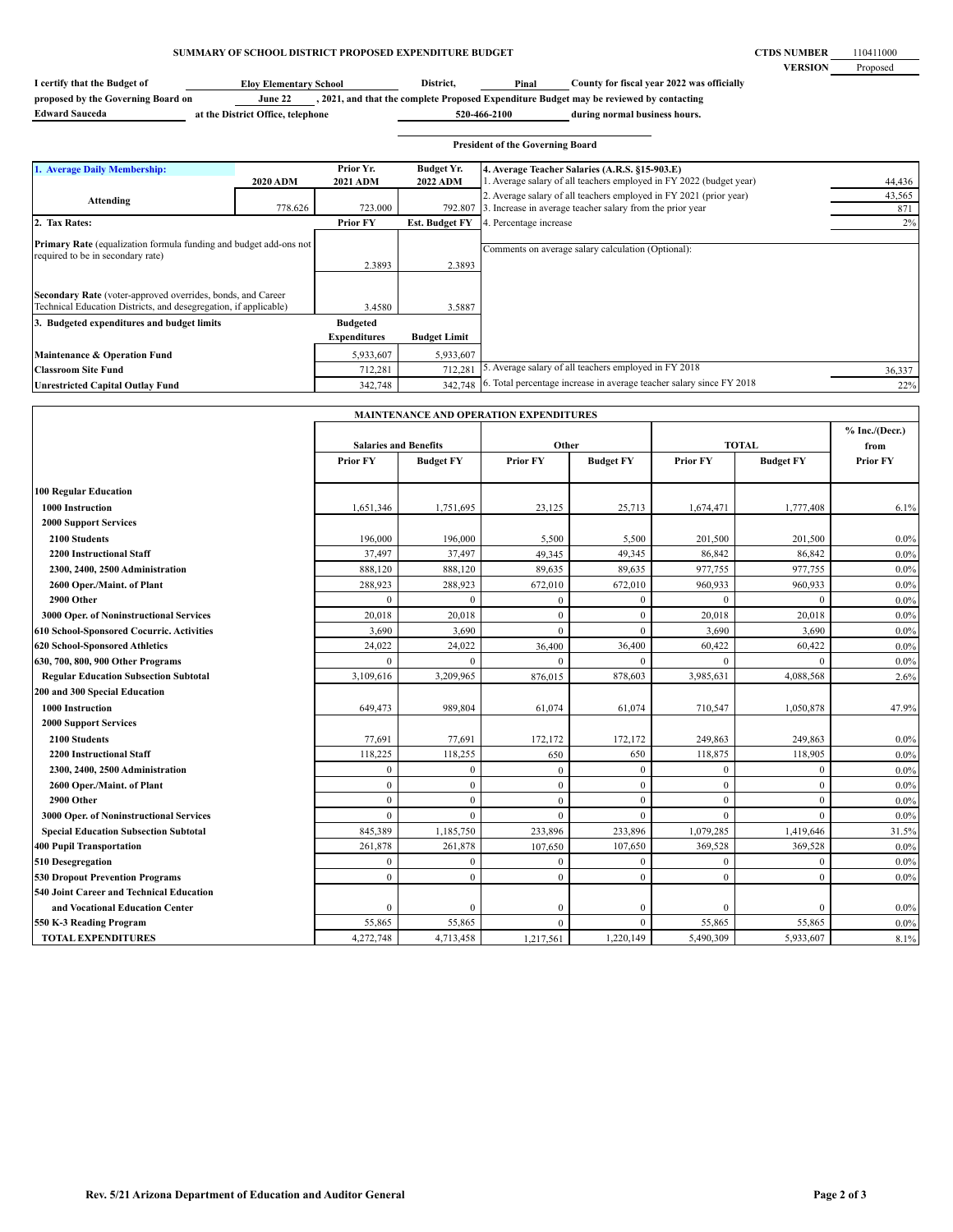## SUMMARY OF SCHOOL DISTRICT PROPOSED EXPENDITURE BUDGET

**CTDS NUMBER** 110411000
**VERSION** Proposed

**I certify that the Budget of** Eloy Elementary School **District,** Pinal **County for fiscal year 2022 was officially proposed by the Governing Board on** June 22 **, 2021, and that the complete Proposed Expenditure Budget may be reviewed by contacting** Edward Sauceda **at the District Office, telephone** 520-466-2100 **during normal business hours.**

**President of the Governing Board**

| 1. Average Daily Membership: | 2020 ADM | Prior Yr. 2021 ADM | Budget Yr. 2022 ADM |
|---|---|---|---|
| Attending | 778.626 | 723.000 | 792.807 |

| 2. Tax Rates: | Prior FY | Est. Budget FY |
|---|---|---|
| Primary Rate (equalization formula funding and budget add-ons not required to be in secondary rate) | 2.3893 | 2.3893 |
| Secondary Rate (voter-approved overrides, bonds, and Career Technical Education Districts, and desegregation, if applicable) | 3.4580 | 3.5887 |

| 3. Budgeted expenditures and budget limits | Budgeted Expenditures | Budget Limit |
|---|---|---|
| Maintenance & Operation Fund | 5,933,607 | 5,933,607 |
| Classroom Site Fund | 712,281 | 712,281 |
| Unrestricted Capital Outlay Fund | 342,748 | 342,748 |

| 4. Average Teacher Salaries (A.R.S. §15-903.E) | |
|---|---|
| 1. Average salary of all teachers employed in FY 2022 (budget year) | 44,436 |
| 2. Average salary of all teachers employed in FY 2021 (prior year) | 43,565 |
| 3. Increase in average teacher salary from the prior year | 871 |
| 4. Percentage increase | 2% |
| Comments on average salary calculation (Optional): | |
| 5. Average salary of all teachers employed in FY 2018 | 36,337 |
| 6. Total percentage increase in average teacher salary since FY 2018 | 22% |

### MAINTENANCE AND OPERATION EXPENDITURES

| | Salaries and Benefits | | Other | | TOTAL | | % Inc./(Decr.) from |
|---|---|---|---|---|---|---|---|
| | Prior FY | Budget FY | Prior FY | Budget FY | Prior FY | Budget FY | Prior FY |
| **100 Regular Education** | | | | | | | |
| **1000 Instruction** | 1,651,346 | 1,751,695 | 23,125 | 25,713 | 1,674,471 | 1,777,408 | 6.1% |
| **2000 Support Services** | | | | | | | |
| **2100 Students** | 196,000 | 196,000 | 5,500 | 5,500 | 201,500 | 201,500 | 0.0% |
| **2200 Instructional Staff** | 37,497 | 37,497 | 49,345 | 49,345 | 86,842 | 86,842 | 0.0% |
| **2300, 2400, 2500 Administration** | 888,120 | 888,120 | 89,635 | 89,635 | 977,755 | 977,755 | 0.0% |
| **2600 Oper./Maint. of Plant** | 288,923 | 288,923 | 672,010 | 672,010 | 960,933 | 960,933 | 0.0% |
| **2900 Other** | 0 | 0 | 0 | 0 | 0 | 0 | 0.0% |
| **3000 Oper. of Noninstructional Services** | 20,018 | 20,018 | 0 | 0 | 20,018 | 20,018 | 0.0% |
| **610 School-Sponsored Cocurric. Activities** | 3,690 | 3,690 | 0 | 0 | 3,690 | 3,690 | 0.0% |
| **620 School-Sponsored Athletics** | 24,022 | 24,022 | 36,400 | 36,400 | 60,422 | 60,422 | 0.0% |
| **630, 700, 800, 900 Other Programs** | 0 | 0 | 0 | 0 | 0 | 0 | 0.0% |
| **Regular Education Subsection Subtotal** | 3,109,616 | 3,209,965 | 876,015 | 878,603 | 3,985,631 | 4,088,568 | 2.6% |
| **200 and 300 Special Education** | | | | | | | |
| **1000 Instruction** | 649,473 | 989,804 | 61,074 | 61,074 | 710,547 | 1,050,878 | 47.9% |
| **2000 Support Services** | | | | | | | |
| **2100 Students** | 77,691 | 77,691 | 172,172 | 172,172 | 249,863 | 249,863 | 0.0% |
| **2200 Instructional Staff** | 118,225 | 118,255 | 650 | 650 | 118,875 | 118,905 | 0.0% |
| **2300, 2400, 2500 Administration** | 0 | 0 | 0 | 0 | 0 | 0 | 0.0% |
| **2600 Oper./Maint. of Plant** | 0 | 0 | 0 | 0 | 0 | 0 | 0.0% |
| **2900 Other** | 0 | 0 | 0 | 0 | 0 | 0 | 0.0% |
| **3000 Oper. of Noninstructional Services** | 0 | 0 | 0 | 0 | 0 | 0 | 0.0% |
| **Special Education Subsection Subtotal** | 845,389 | 1,185,750 | 233,896 | 233,896 | 1,079,285 | 1,419,646 | 31.5% |
| **400 Pupil Transportation** | 261,878 | 261,878 | 107,650 | 107,650 | 369,528 | 369,528 | 0.0% |
| **510 Desegregation** | 0 | 0 | 0 | 0 | 0 | 0 | 0.0% |
| **530 Dropout Prevention Programs** | 0 | 0 | 0 | 0 | 0 | 0 | 0.0% |
| **540 Joint Career and Technical Education and Vocational Education Center** | 0 | 0 | 0 | 0 | 0 | 0 | 0.0% |
| **550 K-3 Reading Program** | 55,865 | 55,865 | 0 | 0 | 55,865 | 55,865 | 0.0% |
| **TOTAL EXPENDITURES** | 4,272,748 | 4,713,458 | 1,217,561 | 1,220,149 | 5,490,309 | 5,933,607 | 8.1% |

Rev. 5/21 Arizona Department of Education and Auditor General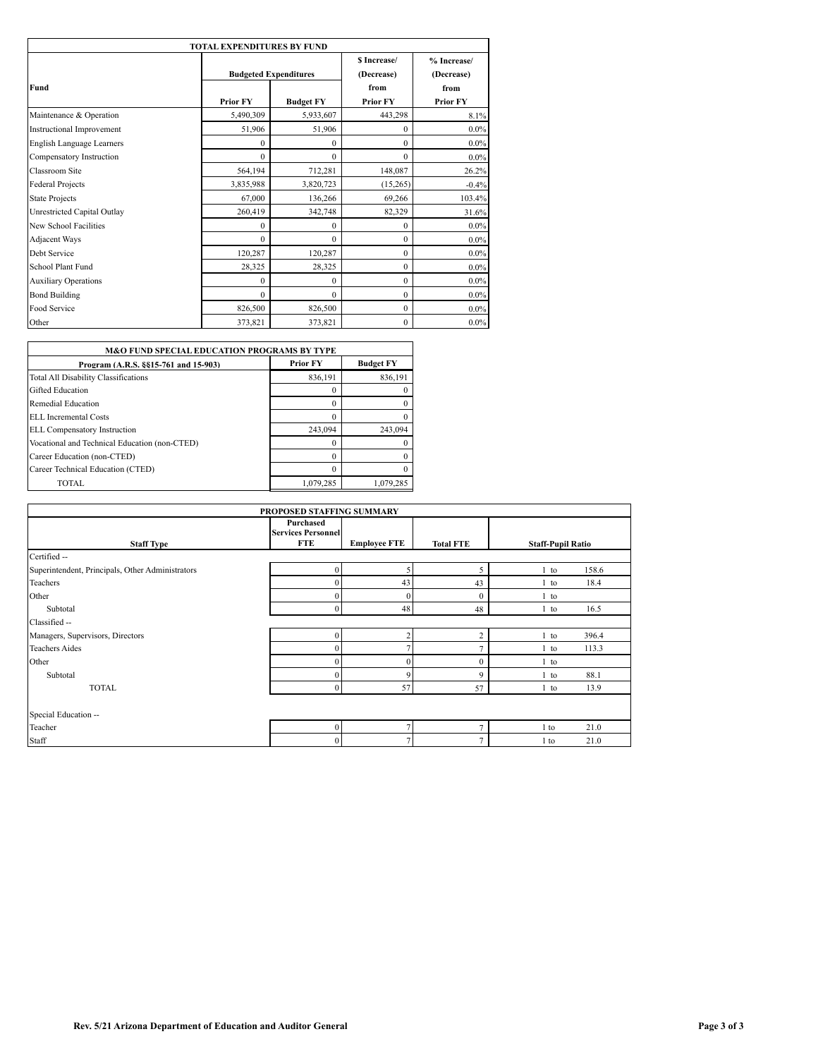| TOTAL EXPENDITURES BY FUND | | | | |
|---|---|---|---|---|
| Fund | Budgeted Expenditures | | \$ Increase/ (Decrease) from | % Increase/ (Decrease) from |
| | Prior FY | Budget FY | Prior FY | Prior FY |
| Maintenance & Operation | 5,490,309 | 5,933,607 | 443,298 | 8.1% |
| Instructional Improvement | 51,906 | 51,906 | 0 | 0.0% |
| English Language Learners | 0 | 0 | 0 | 0.0% |
| Compensatory Instruction | 0 | 0 | 0 | 0.0% |
| Classroom Site | 564,194 | 712,281 | 148,087 | 26.2% |
| Federal Projects | 3,835,988 | 3,820,723 | (15,265) | -0.4% |
| State Projects | 67,000 | 136,266 | 69,266 | 103.4% |
| Unrestricted Capital Outlay | 260,419 | 342,748 | 82,329 | 31.6% |
| New School Facilities | 0 | 0 | 0 | 0.0% |
| Adjacent Ways | 0 | 0 | 0 | 0.0% |
| Debt Service | 120,287 | 120,287 | 0 | 0.0% |
| School Plant Fund | 28,325 | 28,325 | 0 | 0.0% |
| Auxiliary Operations | 0 | 0 | 0 | 0.0% |
| Bond Building | 0 | 0 | 0 | 0.0% |
| Food Service | 826,500 | 826,500 | 0 | 0.0% |
| Other | 373,821 | 373,821 | 0 | 0.0% |

| M&O FUND SPECIAL EDUCATION PROGRAMS BY TYPE | | |
|---|---|---|
| Program (A.R.S. §§15-761 and 15-903) | Prior FY | Budget FY |
| Total All Disability Classifications | 836,191 | 836,191 |
| Gifted Education | 0 | 0 |
| Remedial Education | 0 | 0 |
| ELL Incremental Costs | 0 | 0 |
| ELL Compensatory Instruction | 243,094 | 243,094 |
| Vocational and Technical Education (non-CTED) | 0 | 0 |
| Career Education (non-CTED) | 0 | 0 |
| Career Technical Education (CTED) | 0 | 0 |
| TOTAL | 1,079,285 | 1,079,285 |

| PROPOSED STAFFING SUMMARY | | | | |
|---|---|---|---|---|
| Staff Type | Purchased Services Personnel FTE | Employee FTE | Total FTE | Staff-Pupil Ratio |
| Certified -- | | | | |
| Superintendent, Principals, Other Administrators | 0 | 5 | 5 | 1 to 158.6 |
| Teachers | 0 | 43 | 43 | 1 to 18.4 |
| Other | 0 | 0 | 0 | 1 to |
| Subtotal | 0 | 48 | 48 | 1 to 16.5 |
| Classified -- | | | | |
| Managers, Supervisors, Directors | 0 | 2 | 2 | 1 to 396.4 |
| Teachers Aides | 0 | 7 | 7 | 1 to 113.3 |
| Other | 0 | 0 | 0 | 1 to |
| Subtotal | 0 | 9 | 9 | 1 to 88.1 |
| TOTAL | 0 | 57 | 57 | 1 to 13.9 |
| Special Education -- | | | | |
| Teacher | 0 | 7 | 7 | 1 to 21.0 |
| Staff | 0 | 7 | 7 | 1 to 21.0 |

Rev. 5/21 Arizona Department of Education and Auditor General